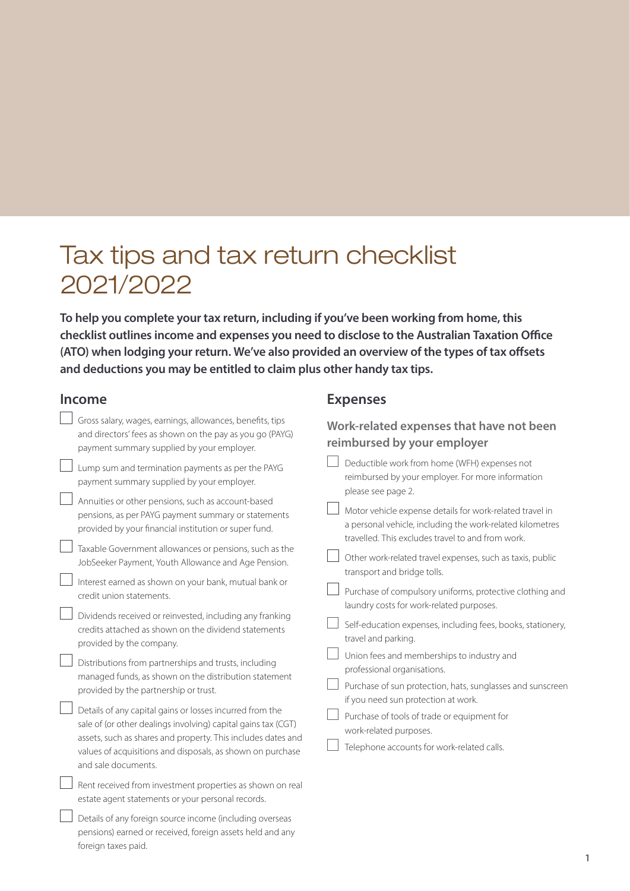# Tax tips and tax return checklist 2021/2022

**To help you complete your tax return, including if you've been working from home, this checklist outlines income and expenses you need to disclose to the Australian Taxation Office (ATO) when lodging your return. We've also provided an overview of the types of tax offsets and deductions you may be entitled to claim plus other handy tax tips.**

## Income

- [ ] Gross salary, wages, earnings, allowances, benefits, tips and directors' fees as shown on the pay as you go (PAYG) payment summary supplied by your employer.
- [ ] Lump sum and termination payments as per the PAYG payment summary supplied by your employer.
- [ ] Annuities or other pensions, such as account-based pensions, as per PAYG payment summary or statements provided by your financial institution or super fund.
- [ ] Taxable Government allowances or pensions, such as the JobSeeker Payment, Youth Allowance and Age Pension.
- [ ] Interest earned as shown on your bank, mutual bank or credit union statements.
- [ ] Dividends received or reinvested, including any franking credits attached as shown on the dividend statements provided by the company.
- [ ] Distributions from partnerships and trusts, including managed funds, as shown on the distribution statement provided by the partnership or trust.
- [ ] Details of any capital gains or losses incurred from the sale of (or other dealings involving) capital gains tax (CGT) assets, such as shares and property. This includes dates and values of acquisitions and disposals, as shown on purchase and sale documents.
- [ ] Rent received from investment properties as shown on real estate agent statements or your personal records.
- [ ] Details of any foreign source income (including overseas pensions) earned or received, foreign assets held and any foreign taxes paid.

## Expenses

### Work-related expenses that have not been reimbursed by your employer

- [ ] Deductible work from home (WFH) expenses not reimbursed by your employer. For more information please see page 2.
- [ ] Motor vehicle expense details for work-related travel in a personal vehicle, including the work-related kilometres travelled. This excludes travel to and from work.
- [ ] Other work-related travel expenses, such as taxis, public transport and bridge tolls.
- [ ] Purchase of compulsory uniforms, protective clothing and laundry costs for work-related purposes.
- [ ] Self-education expenses, including fees, books, stationery, travel and parking.
- [ ] Union fees and memberships to industry and professional organisations.
- [ ] Purchase of sun protection, hats, sunglasses and sunscreen if you need sun protection at work.
- [ ] Purchase of tools of trade or equipment for work-related purposes.
- [ ] Telephone accounts for work-related calls.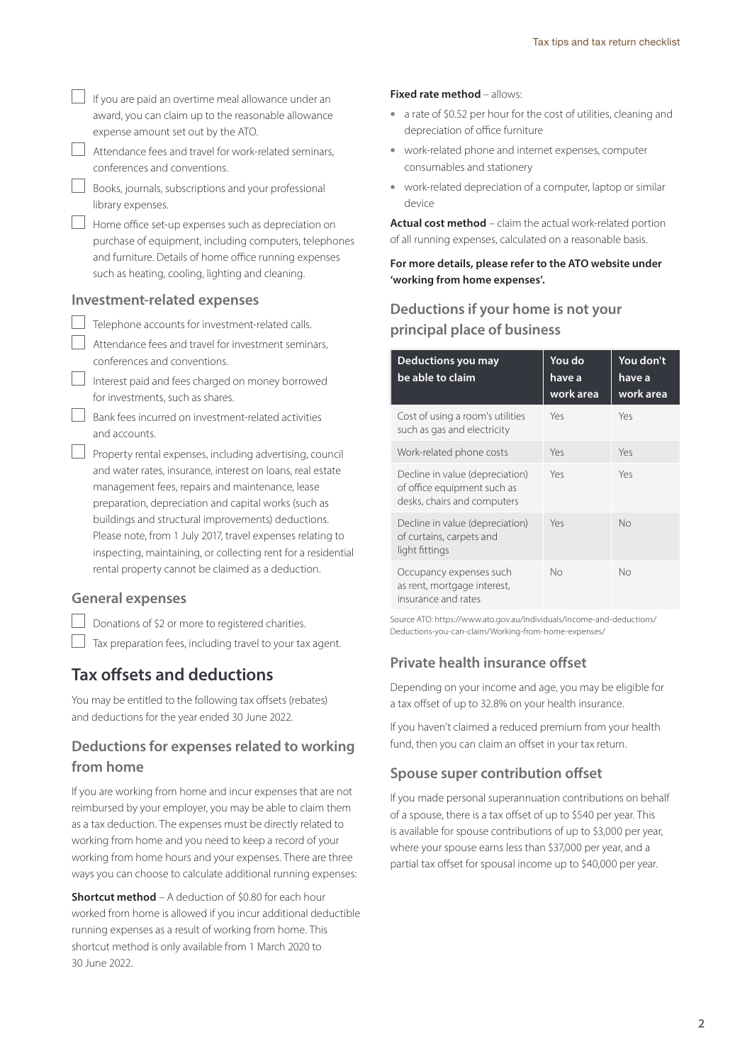- [ ] If you are paid an overtime meal allowance under an award, you can claim up to the reasonable allowance expense amount set out by the ATO.
- [ ] Attendance fees and travel for work-related seminars, conferences and conventions.
- [ ] Books, journals, subscriptions and your professional library expenses.
- [ ] Home office set-up expenses such as depreciation on purchase of equipment, including computers, telephones and furniture. Details of home office running expenses such as heating, cooling, lighting and cleaning.

### Investment-related expenses

- [ ] Telephone accounts for investment-related calls.
- [ ] Attendance fees and travel for investment seminars, conferences and conventions.
- [ ] Interest paid and fees charged on money borrowed for investments, such as shares.
- [ ] Bank fees incurred on investment-related activities and accounts.
- [ ] Property rental expenses, including advertising, council and water rates, insurance, interest on loans, real estate management fees, repairs and maintenance, lease preparation, depreciation and capital works (such as buildings and structural improvements) deductions. Please note, from 1 July 2017, travel expenses relating to inspecting, maintaining, or collecting rent for a residential rental property cannot be claimed as a deduction.

### General expenses

- [ ] Donations of $2 or more to registered charities.
- [ ] Tax preparation fees, including travel to your tax agent.

## Tax offsets and deductions

You may be entitled to the following tax offsets (rebates) and deductions for the year ended 30 June 2022.

### Deductions for expenses related to working from home

If you are working from home and incur expenses that are not reimbursed by your employer, you may be able to claim them as a tax deduction. The expenses must be directly related to working from home and you need to keep a record of your working from home hours and your expenses. There are three ways you can choose to calculate additional running expenses:

**Shortcut method** – A deduction of $0.80 for each hour worked from home is allowed if you incur additional deductible running expenses as a result of working from home. This shortcut method is only available from 1 March 2020 to 30 June 2022.

**Fixed rate method** – allows:

- a rate of $0.52 per hour for the cost of utilities, cleaning and depreciation of office furniture
- work-related phone and internet expenses, computer consumables and stationery
- work-related depreciation of a computer, laptop or similar device

**Actual cost method** – claim the actual work-related portion of all running expenses, calculated on a reasonable basis.

**For more details, please refer to the ATO website under 'working from home expenses'.**

### Deductions if your home is not your principal place of business

| Deductions you may be able to claim | You do have a work area | You don't have a work area |
| --- | --- | --- |
| Cost of using a room's utilities such as gas and electricity | Yes | Yes |
| Work-related phone costs | Yes | Yes |
| Decline in value (depreciation) of office equipment such as desks, chairs and computers | Yes | Yes |
| Decline in value (depreciation) of curtains, carpets and light fittings | Yes | No |
| Occupancy expenses such as rent, mortgage interest, insurance and rates | No | No |

Source ATO: https://www.ato.gov.au/Individuals/Income-and-deductions/Deductions-you-can-claim/Working-from-home-expenses/

### Private health insurance offset

Depending on your income and age, you may be eligible for a tax offset of up to 32.8% on your health insurance.

If you haven't claimed a reduced premium from your health fund, then you can claim an offset in your tax return.

### Spouse super contribution offset

If you made personal superannuation contributions on behalf of a spouse, there is a tax offset of up to $540 per year. This is available for spouse contributions of up to $3,000 per year, where your spouse earns less than $37,000 per year, and a partial tax offset for spousal income up to $40,000 per year.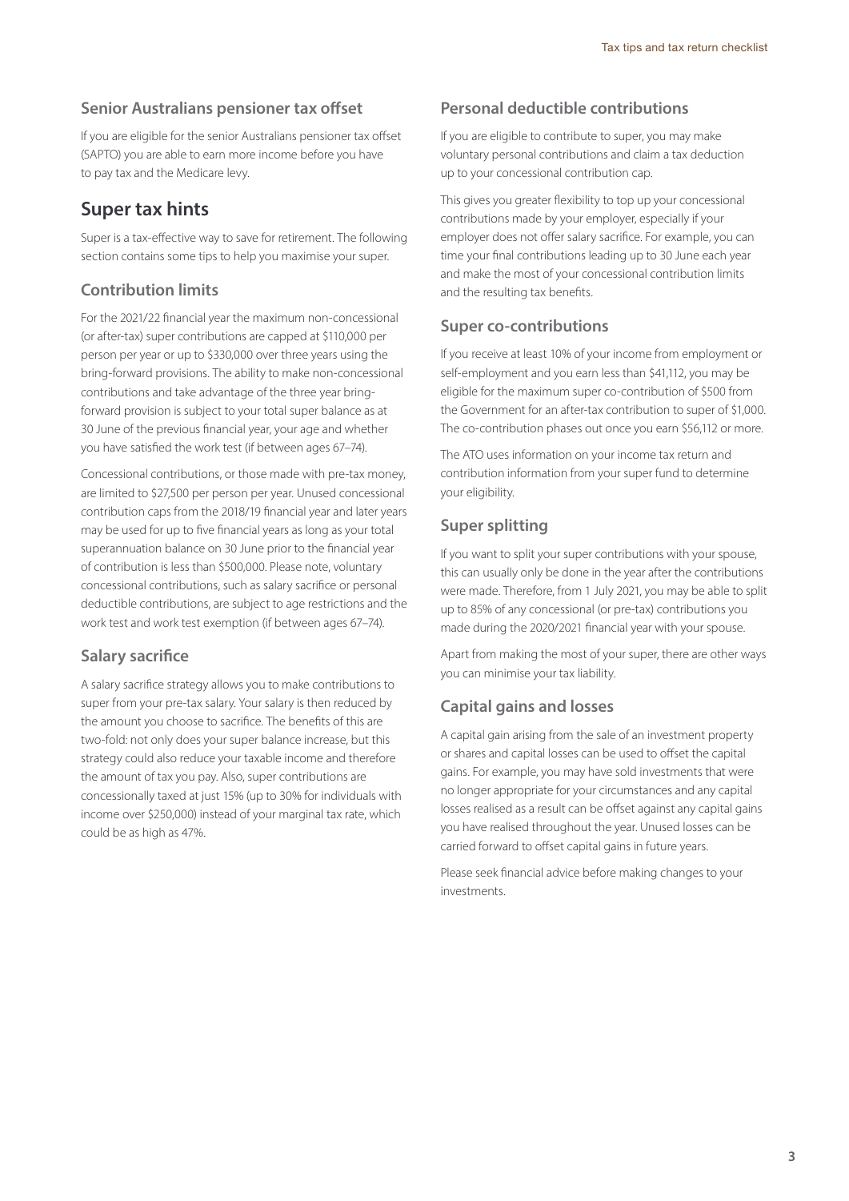### Senior Australians pensioner tax offset

If you are eligible for the senior Australians pensioner tax offset (SAPTO) you are able to earn more income before you have to pay tax and the Medicare levy.

## Super tax hints

Super is a tax-effective way to save for retirement. The following section contains some tips to help you maximise your super.

### Contribution limits

For the 2021/22 financial year the maximum non-concessional (or after-tax) super contributions are capped at $110,000 per person per year or up to $330,000 over three years using the bring-forward provisions. The ability to make non-concessional contributions and take advantage of the three year bring-forward provision is subject to your total super balance as at 30 June of the previous financial year, your age and whether you have satisfied the work test (if between ages 67–74).

Concessional contributions, or those made with pre-tax money, are limited to $27,500 per person per year. Unused concessional contribution caps from the 2018/19 financial year and later years may be used for up to five financial years as long as your total superannuation balance on 30 June prior to the financial year of contribution is less than $500,000. Please note, voluntary concessional contributions, such as salary sacrifice or personal deductible contributions, are subject to age restrictions and the work test and work test exemption (if between ages 67–74).

### Salary sacrifice

A salary sacrifice strategy allows you to make contributions to super from your pre-tax salary. Your salary is then reduced by the amount you choose to sacrifice. The benefits of this are two-fold: not only does your super balance increase, but this strategy could also reduce your taxable income and therefore the amount of tax you pay. Also, super contributions are concessionally taxed at just 15% (up to 30% for individuals with income over $250,000) instead of your marginal tax rate, which could be as high as 47%.

### Personal deductible contributions

If you are eligible to contribute to super, you may make voluntary personal contributions and claim a tax deduction up to your concessional contribution cap.

This gives you greater flexibility to top up your concessional contributions made by your employer, especially if your employer does not offer salary sacrifice. For example, you can time your final contributions leading up to 30 June each year and make the most of your concessional contribution limits and the resulting tax benefits.

### Super co-contributions

If you receive at least 10% of your income from employment or self-employment and you earn less than $41,112, you may be eligible for the maximum super co-contribution of $500 from the Government for an after-tax contribution to super of $1,000. The co-contribution phases out once you earn $56,112 or more.

The ATO uses information on your income tax return and contribution information from your super fund to determine your eligibility.

### Super splitting

If you want to split your super contributions with your spouse, this can usually only be done in the year after the contributions were made. Therefore, from 1 July 2021, you may be able to split up to 85% of any concessional (or pre-tax) contributions you made during the 2020/2021 financial year with your spouse.

Apart from making the most of your super, there are other ways you can minimise your tax liability.

### Capital gains and losses

A capital gain arising from the sale of an investment property or shares and capital losses can be used to offset the capital gains. For example, you may have sold investments that were no longer appropriate for your circumstances and any capital losses realised as a result can be offset against any capital gains you have realised throughout the year. Unused losses can be carried forward to offset capital gains in future years.

Please seek financial advice before making changes to your investments.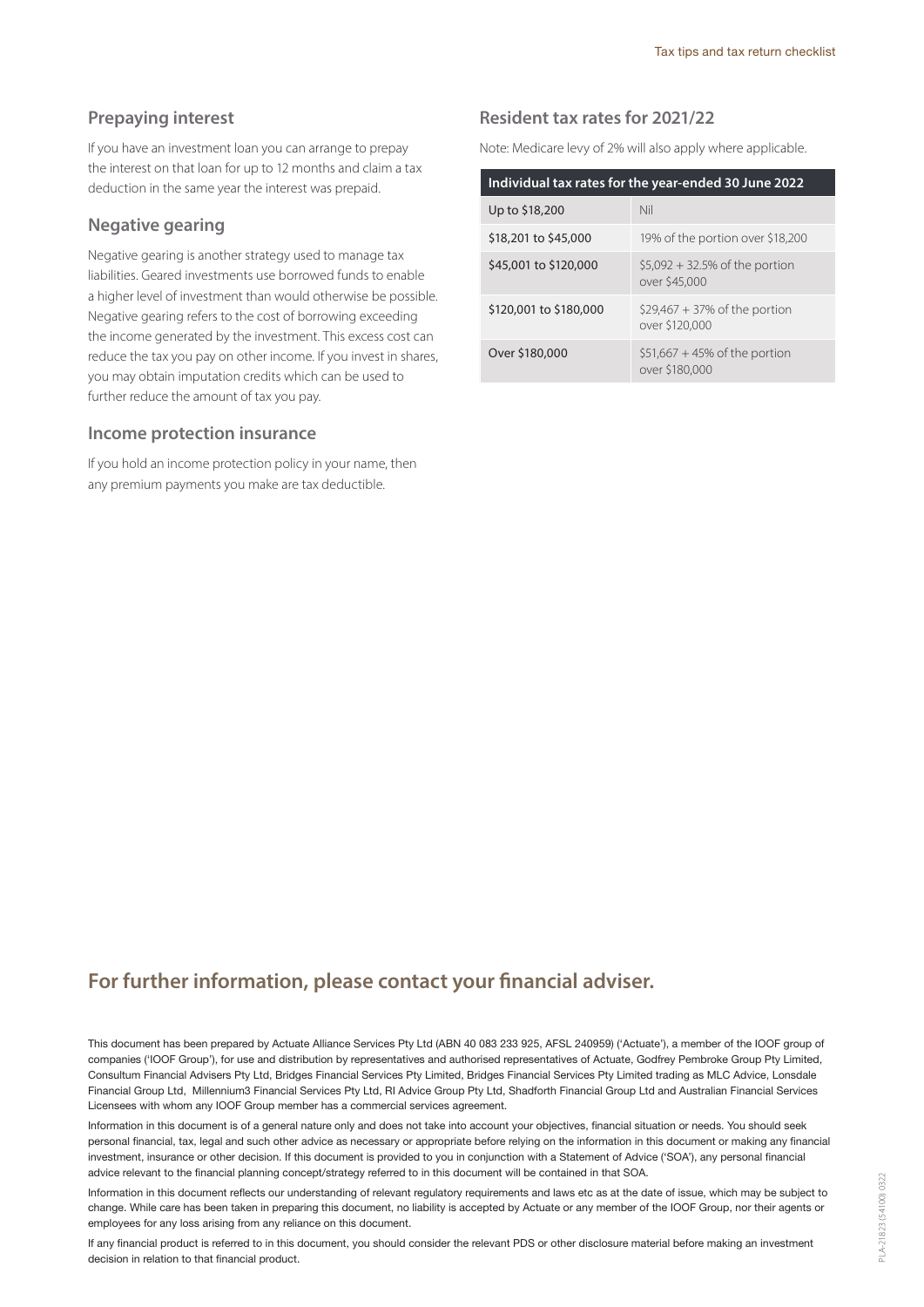## Prepaying interest

If you have an investment loan you can arrange to prepay the interest on that loan for up to 12 months and claim a tax deduction in the same year the interest was prepaid.

## Negative gearing

Negative gearing is another strategy used to manage tax liabilities. Geared investments use borrowed funds to enable a higher level of investment than would otherwise be possible. Negative gearing refers to the cost of borrowing exceeding the income generated by the investment. This excess cost can reduce the tax you pay on other income. If you invest in shares, you may obtain imputation credits which can be used to further reduce the amount of tax you pay.

## Income protection insurance

If you hold an income protection policy in your name, then any premium payments you make are tax deductible.

## Resident tax rates for 2021/22

Note: Medicare levy of 2% will also apply where applicable.

| Individual tax rates for the year-ended 30 June 2022 | |
|---|---|
| Up to $18,200 | Nil |
| $18,201 to $45,000 | 19% of the portion over $18,200 |
| $45,001 to $120,000 | $5,092 + 32.5% of the portion over $45,000 |
| $120,001 to $180,000 | $29,467 + 37% of the portion over $120,000 |
| Over $180,000 | $51,667 + 45% of the portion over $180,000 |

## For further information, please contact your financial adviser.

This document has been prepared by Actuate Alliance Services Pty Ltd (ABN 40 083 233 925, AFSL 240959) ('Actuate'), a member of the IOOF group of companies ('IOOF Group'), for use and distribution by representatives and authorised representatives of Actuate, Godfrey Pembroke Group Pty Limited, Consultum Financial Advisers Pty Ltd, Bridges Financial Services Pty Limited, Bridges Financial Services Pty Limited trading as MLC Advice, Lonsdale Financial Group Ltd, Millennium3 Financial Services Pty Ltd, RI Advice Group Pty Ltd, Shadforth Financial Group Ltd and Australian Financial Services Licensees with whom any IOOF Group member has a commercial services agreement.

Information in this document is of a general nature only and does not take into account your objectives, financial situation or needs. You should seek personal financial, tax, legal and such other advice as necessary or appropriate before relying on the information in this document or making any financial investment, insurance or other decision. If this document is provided to you in conjunction with a Statement of Advice ('SOA'), any personal financial advice relevant to the financial planning concept/strategy referred to in this document will be contained in that SOA.

Information in this document reflects our understanding of relevant regulatory requirements and laws etc as at the date of issue, which may be subject to change. While care has been taken in preparing this document, no liability is accepted by Actuate or any member of the IOOF Group, nor their agents or employees for any loss arising from any reliance on this document.

If any financial product is referred to in this document, you should consider the relevant PDS or other disclosure material before making an investment decision in relation to that financial product.

PLA-21823 (54100) 0322